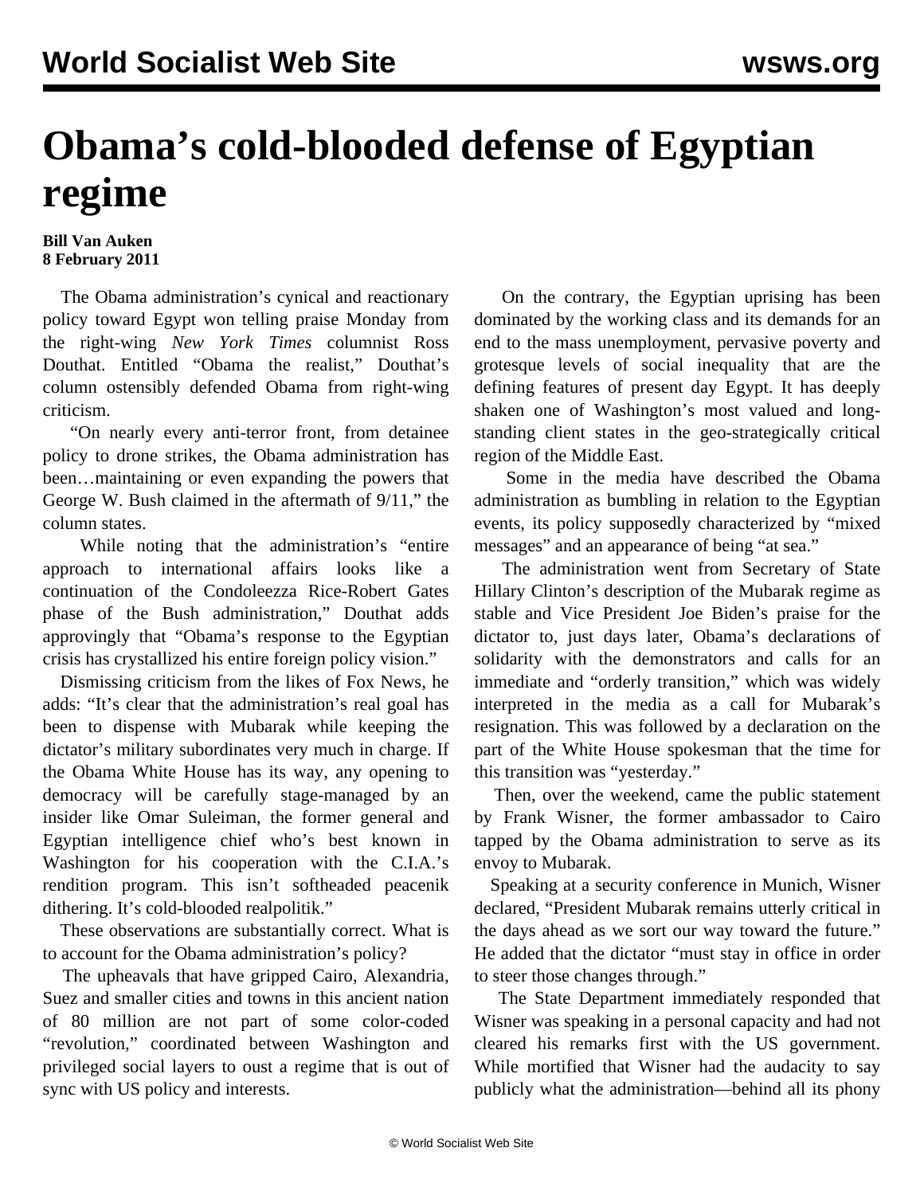# Obama's cold-blooded defense of Egyptian regime

**Bill Van Auken**
**8 February 2011**

The Obama administration's cynical and reactionary policy toward Egypt won telling praise Monday from the right-wing *New York Times* columnist Ross Douthat. Entitled "Obama the realist," Douthat's column ostensibly defended Obama from right-wing criticism.

"On nearly every anti-terror front, from detainee policy to drone strikes, the Obama administration has been…maintaining or even expanding the powers that George W. Bush claimed in the aftermath of 9/11," the column states.

While noting that the administration's "entire approach to international affairs looks like a continuation of the Condoleezza Rice-Robert Gates phase of the Bush administration," Douthat adds approvingly that "Obama's response to the Egyptian crisis has crystallized his entire foreign policy vision."

Dismissing criticism from the likes of Fox News, he adds: "It's clear that the administration's real goal has been to dispense with Mubarak while keeping the dictator's military subordinates very much in charge. If the Obama White House has its way, any opening to democracy will be carefully stage-managed by an insider like Omar Suleiman, the former general and Egyptian intelligence chief who's best known in Washington for his cooperation with the C.I.A.'s rendition program. This isn't softheaded peacenik dithering. It's cold-blooded realpolitik."

These observations are substantially correct. What is to account for the Obama administration's policy?

The upheavals that have gripped Cairo, Alexandria, Suez and smaller cities and towns in this ancient nation of 80 million are not part of some color-coded "revolution," coordinated between Washington and privileged social layers to oust a regime that is out of sync with US policy and interests.

On the contrary, the Egyptian uprising has been dominated by the working class and its demands for an end to the mass unemployment, pervasive poverty and grotesque levels of social inequality that are the defining features of present day Egypt. It has deeply shaken one of Washington's most valued and long-standing client states in the geo-strategically critical region of the Middle East.

Some in the media have described the Obama administration as bumbling in relation to the Egyptian events, its policy supposedly characterized by "mixed messages" and an appearance of being "at sea."

The administration went from Secretary of State Hillary Clinton's description of the Mubarak regime as stable and Vice President Joe Biden's praise for the dictator to, just days later, Obama's declarations of solidarity with the demonstrators and calls for an immediate and "orderly transition," which was widely interpreted in the media as a call for Mubarak's resignation. This was followed by a declaration on the part of the White House spokesman that the time for this transition was "yesterday."

Then, over the weekend, came the public statement by Frank Wisner, the former ambassador to Cairo tapped by the Obama administration to serve as its envoy to Mubarak.

Speaking at a security conference in Munich, Wisner declared, "President Mubarak remains utterly critical in the days ahead as we sort our way toward the future." He added that the dictator "must stay in office in order to steer those changes through."

The State Department immediately responded that Wisner was speaking in a personal capacity and had not cleared his remarks first with the US government. While mortified that Wisner had the audacity to say publicly what the administration—behind all its phony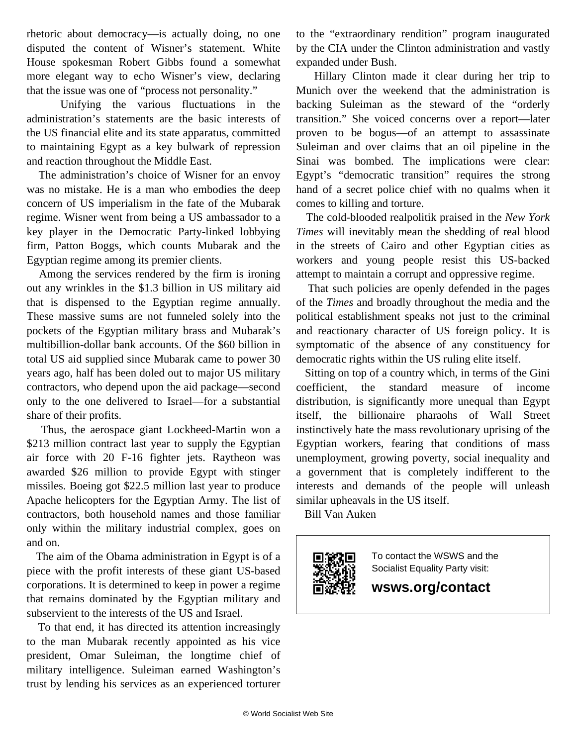rhetoric about democracy—is actually doing, no one disputed the content of Wisner's statement. White House spokesman Robert Gibbs found a somewhat more elegant way to echo Wisner's view, declaring that the issue was one of "process not personality."

Unifying the various fluctuations in the administration's statements are the basic interests of the US financial elite and its state apparatus, committed to maintaining Egypt as a key bulwark of repression and reaction throughout the Middle East.

The administration's choice of Wisner for an envoy was no mistake. He is a man who embodies the deep concern of US imperialism in the fate of the Mubarak regime. Wisner went from being a US ambassador to a key player in the Democratic Party-linked lobbying firm, Patton Boggs, which counts Mubarak and the Egyptian regime among its premier clients.

Among the services rendered by the firm is ironing out any wrinkles in the $1.3 billion in US military aid that is dispensed to the Egyptian regime annually. These massive sums are not funneled solely into the pockets of the Egyptian military brass and Mubarak's multibillion-dollar bank accounts. Of the $60 billion in total US aid supplied since Mubarak came to power 30 years ago, half has been doled out to major US military contractors, who depend upon the aid package—second only to the one delivered to Israel—for a substantial share of their profits.

Thus, the aerospace giant Lockheed-Martin won a $213 million contract last year to supply the Egyptian air force with 20 F-16 fighter jets. Raytheon was awarded $26 million to provide Egypt with stinger missiles. Boeing got $22.5 million last year to produce Apache helicopters for the Egyptian Army. The list of contractors, both household names and those familiar only within the military industrial complex, goes on and on.

The aim of the Obama administration in Egypt is of a piece with the profit interests of these giant US-based corporations. It is determined to keep in power a regime that remains dominated by the Egyptian military and subservient to the interests of the US and Israel.

To that end, it has directed its attention increasingly to the man Mubarak recently appointed as his vice president, Omar Suleiman, the longtime chief of military intelligence. Suleiman earned Washington's trust by lending his services as an experienced torturer to the "extraordinary rendition" program inaugurated by the CIA under the Clinton administration and vastly expanded under Bush.

Hillary Clinton made it clear during her trip to Munich over the weekend that the administration is backing Suleiman as the steward of the "orderly transition." She voiced concerns over a report—later proven to be bogus—of an attempt to assassinate Suleiman and over claims that an oil pipeline in the Sinai was bombed. The implications were clear: Egypt's "democratic transition" requires the strong hand of a secret police chief with no qualms when it comes to killing and torture.

The cold-blooded realpolitik praised in the *New York Times* will inevitably mean the shedding of real blood in the streets of Cairo and other Egyptian cities as workers and young people resist this US-backed attempt to maintain a corrupt and oppressive regime.

That such policies are openly defended in the pages of the *Times* and broadly throughout the media and the political establishment speaks not just to the criminal and reactionary character of US foreign policy. It is symptomatic of the absence of any constituency for democratic rights within the US ruling elite itself.

Sitting on top of a country which, in terms of the Gini coefficient, the standard measure of income distribution, is significantly more unequal than Egypt itself, the billionaire pharaohs of Wall Street instinctively hate the mass revolutionary uprising of the Egyptian workers, fearing that conditions of mass unemployment, growing poverty, social inequality and a government that is completely indifferent to the interests and demands of the people will unleash similar upheavals in the US itself.

Bill Van Auken

To contact the WSWS and the Socialist Equality Party visit:

**wsws.org/contact**